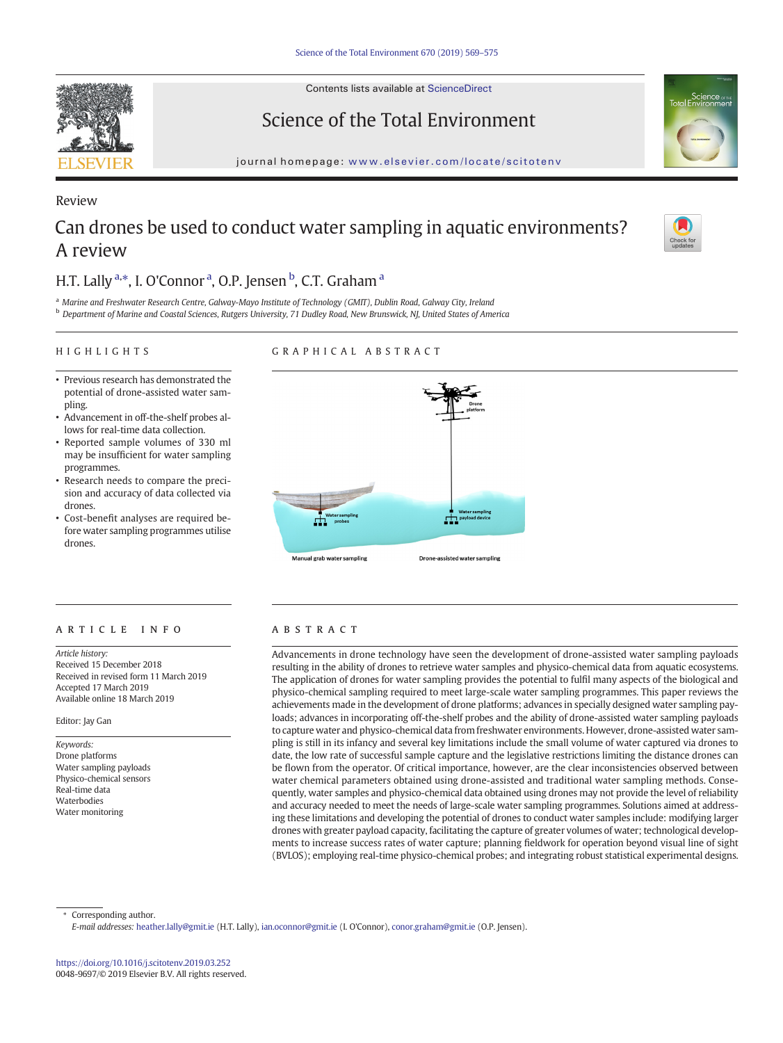Contents lists available at ScienceDirect

Science of the Total Environment

journal homepage: www.elsevier.com/locate/scitotenv

Review

# Can drones be used to conduct water sampling in aquatic environments? A review

H.T. Lally [a,*], I. O'Connor [a], O.P. Jensen [b], C.T. Graham [a]

[a] Marine and Freshwater Research Centre, Galway-Mayo Institute of Technology (GMIT), Dublin Road, Galway City, Ireland
[b] Department of Marine and Coastal Sciences, Rutgers University, 71 Dudley Road, New Brunswick, NJ, United States of America

## HIGHLIGHTS

- Previous research has demonstrated the potential of drone-assisted water sampling.
- Advancement in off-the-shelf probes allows for real-time data collection.
- Reported sample volumes of 330 ml may be insufficient for water sampling programmes.
- Research needs to compare the precision and accuracy of data collected via drones.
- Cost-benefit analyses are required before water sampling programmes utilise drones.

## GRAPHICAL ABSTRACT

Drone platform

Water sampling probes

Water sampling payload device

Manual grab water sampling

Drone-assisted water sampling

## ARTICLE INFO

*Article history:*
Received 15 December 2018
Received in revised form 11 March 2019
Accepted 17 March 2019
Available online 18 March 2019

Editor: Jay Gan

*Keywords:*
Drone platforms
Water sampling payloads
Physico-chemical sensors
Real-time data
Waterbodies
Water monitoring

## ABSTRACT

Advancements in drone technology have seen the development of drone-assisted water sampling payloads resulting in the ability of drones to retrieve water samples and physico-chemical data from aquatic ecosystems. The application of drones for water sampling provides the potential to fulfil many aspects of the biological and physico-chemical sampling required to meet large-scale water sampling programmes. This paper reviews the achievements made in the development of drone platforms; advances in specially designed water sampling payloads; advances in incorporating off-the-shelf probes and the ability of drone-assisted water sampling payloads to capture water and physico-chemical data from freshwater environments. However, drone-assisted water sampling is still in its infancy and several key limitations include the small volume of water captured via drones to date, the low rate of successful sample capture and the legislative restrictions limiting the distance drones can be flown from the operator. Of critical importance, however, are the clear inconsistencies observed between water chemical parameters obtained using drone-assisted and traditional water sampling methods. Consequently, water samples and physico-chemical data obtained using drones may not provide the level of reliability and accuracy needed to meet the needs of large-scale water sampling programmes. Solutions aimed at addressing these limitations and developing the potential of drones to conduct water samples include: modifying larger drones with greater payload capacity, facilitating the capture of greater volumes of water; technological developments to increase success rates of water capture; planning fieldwork for operation beyond visual line of sight (BVLOS); employing real-time physico-chemical probes; and integrating robust statistical experimental designs.

* Corresponding author.
*E-mail addresses:* heather.lally@gmit.ie (H.T. Lally), ian.oconnor@gmit.ie (I. O'Connor), conor.graham@gmit.ie (O.P. Jensen).

https://doi.org/10.1016/j.scitotenv.2019.03.252
0048-9697/© 2019 Elsevier B.V. All rights reserved.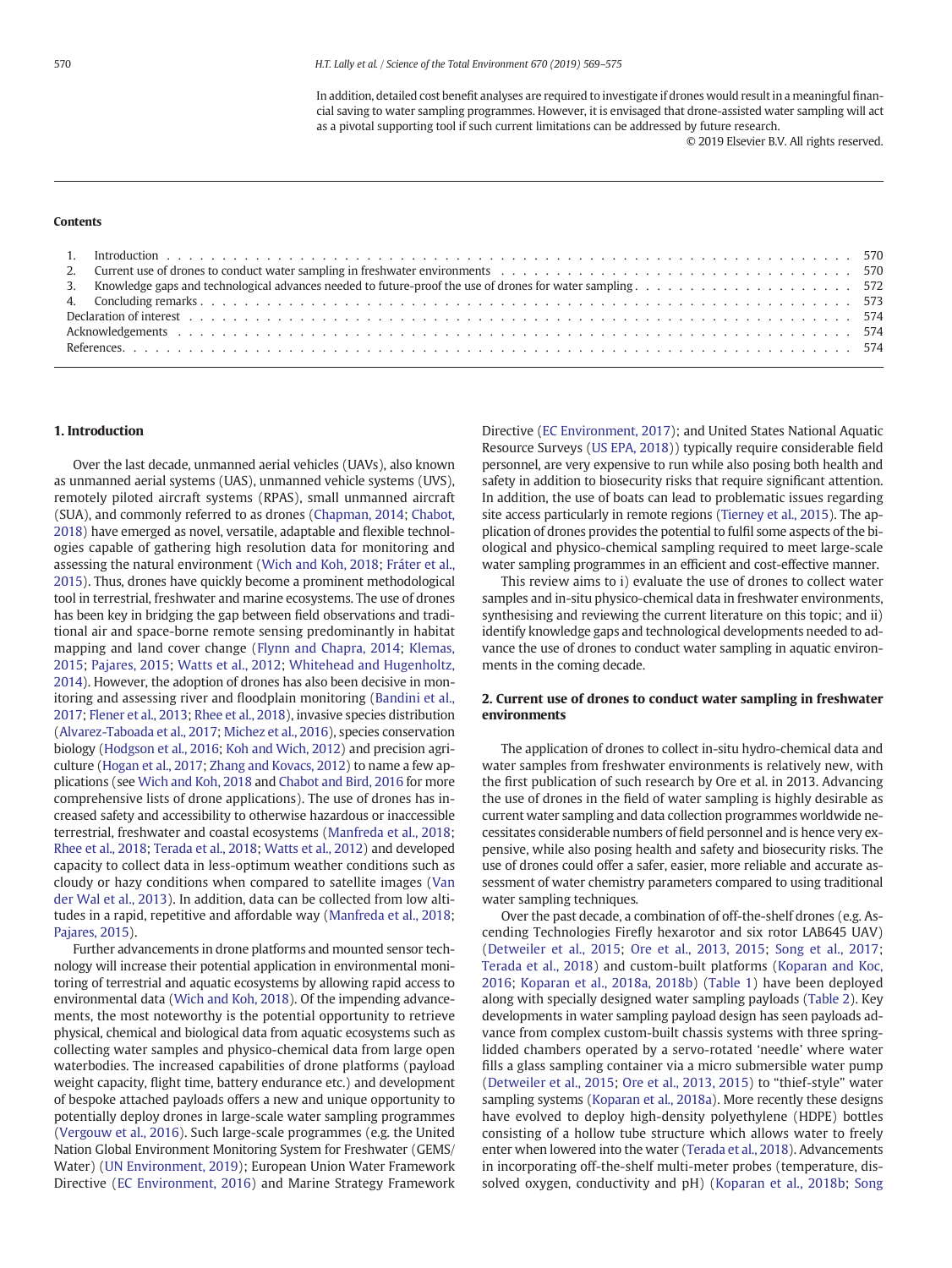In addition, detailed cost benefit analyses are required to investigate if drones would result in a meaningful financial saving to water sampling programmes. However, it is envisaged that drone-assisted water sampling will act as a pivotal supporting tool if such current limitations can be addressed by future research.

© 2019 Elsevier B.V. All rights reserved.

**Contents**

1. Introduction . . . 570
2. Current use of drones to conduct water sampling in freshwater environments . . . 570
3. Knowledge gaps and technological advances needed to future-proof the use of drones for water sampling . . . 572
4. Concluding remarks . . . 573

Declaration of interest . . . 574
Acknowledgements . . . 574
References . . . 574

## 1. Introduction

Over the last decade, unmanned aerial vehicles (UAVs), also known as unmanned aerial systems (UAS), unmanned vehicle systems (UVS), remotely piloted aircraft systems (RPAS), small unmanned aircraft (SUA), and commonly referred to as drones (Chapman, 2014; Chabot, 2018) have emerged as novel, versatile, adaptable and flexible technologies capable of gathering high resolution data for monitoring and assessing the natural environment (Wich and Koh, 2018; Fráter et al., 2015). Thus, drones have quickly become a prominent methodological tool in terrestrial, freshwater and marine ecosystems. The use of drones has been key in bridging the gap between field observations and traditional air and space-borne remote sensing predominantly in habitat mapping and land cover change (Flynn and Chapra, 2014; Klemas, 2015; Pajares, 2015; Watts et al., 2012; Whitehead and Hugenholtz, 2014). However, the adoption of drones has also been decisive in monitoring and assessing river and floodplain monitoring (Bandini et al., 2017; Flener et al., 2013; Rhee et al., 2018), invasive species distribution (Alvarez-Taboada et al., 2017; Michez et al., 2016), species conservation biology (Hodgson et al., 2016; Koh and Wich, 2012) and precision agriculture (Hogan et al., 2017; Zhang and Kovacs, 2012) to name a few applications (see Wich and Koh, 2018 and Chabot and Bird, 2016 for more comprehensive lists of drone applications). The use of drones has increased safety and accessibility to otherwise hazardous or inaccessible terrestrial, freshwater and coastal ecosystems (Manfreda et al., 2018; Rhee et al., 2018; Terada et al., 2018; Watts et al., 2012) and developed capacity to collect data in less-optimum weather conditions such as cloudy or hazy conditions when compared to satellite images (Van der Wal et al., 2013). In addition, data can be collected from low altitudes in a rapid, repetitive and affordable way (Manfreda et al., 2018; Pajares, 2015).

Further advancements in drone platforms and mounted sensor technology will increase their potential application in environmental monitoring of terrestrial and aquatic ecosystems by allowing rapid access to environmental data (Wich and Koh, 2018). Of the impending advancements, the most noteworthy is the potential opportunity to retrieve physical, chemical and biological data from aquatic ecosystems such as collecting water samples and physico-chemical data from large open waterbodies. The increased capabilities of drone platforms (payload weight capacity, flight time, battery endurance etc.) and development of bespoke attached payloads offers a new and unique opportunity to potentially deploy drones in large-scale water sampling programmes (Vergouw et al., 2016). Such large-scale programmes (e.g. the United Nation Global Environment Monitoring System for Freshwater (GEMS/Water) (UN Environment, 2019); European Union Water Framework Directive (EC Environment, 2016) and Marine Strategy Framework Directive (EC Environment, 2017); and United States National Aquatic Resource Surveys (US EPA, 2018)) typically require considerable field personnel, are very expensive to run while also posing both health and safety in addition to biosecurity risks that require significant attention. In addition, the use of boats can lead to problematic issues regarding site access particularly in remote regions (Tierney et al., 2015). The application of drones provides the potential to fulfil some aspects of the biological and physico-chemical sampling required to meet large-scale water sampling programmes in an efficient and cost-effective manner.

This review aims to i) evaluate the use of drones to collect water samples and in-situ physico-chemical data in freshwater environments, synthesising and reviewing the current literature on this topic; and ii) identify knowledge gaps and technological developments needed to advance the use of drones to conduct water sampling in aquatic environments in the coming decade.

## 2. Current use of drones to conduct water sampling in freshwater environments

The application of drones to collect in-situ hydro-chemical data and water samples from freshwater environments is relatively new, with the first publication of such research by Ore et al. in 2013. Advancing the use of drones in the field of water sampling is highly desirable as current water sampling and data collection programmes worldwide necessitates considerable numbers of field personnel and is hence very expensive, while also posing health and safety and biosecurity risks. The use of drones could offer a safer, easier, more reliable and accurate assessment of water chemistry parameters compared to using traditional water sampling techniques.

Over the past decade, a combination of off-the-shelf drones (e.g. Ascending Technologies Firefly hexarotor and six rotor LAB645 UAV) (Detweiler et al., 2015; Ore et al., 2013, 2015; Song et al., 2017; Terada et al., 2018) and custom-built platforms (Koparan and Koc, 2016; Koparan et al., 2018a, 2018b) (Table 1) have been deployed along with specially designed water sampling payloads (Table 2). Key developments in water sampling payload design has seen payloads advance from complex custom-built chassis systems with three spring-lidded chambers operated by a servo-rotated 'needle' where water fills a glass sampling container via a micro submersible water pump (Detweiler et al., 2015; Ore et al., 2013, 2015) to "thief-style" water sampling systems (Koparan et al., 2018a). More recently these designs have evolved to deploy high-density polyethylene (HDPE) bottles consisting of a hollow tube structure which allows water to freely enter when lowered into the water (Terada et al., 2018). Advancements in incorporating off-the-shelf multi-meter probes (temperature, dissolved oxygen, conductivity and pH) (Koparan et al., 2018b; Song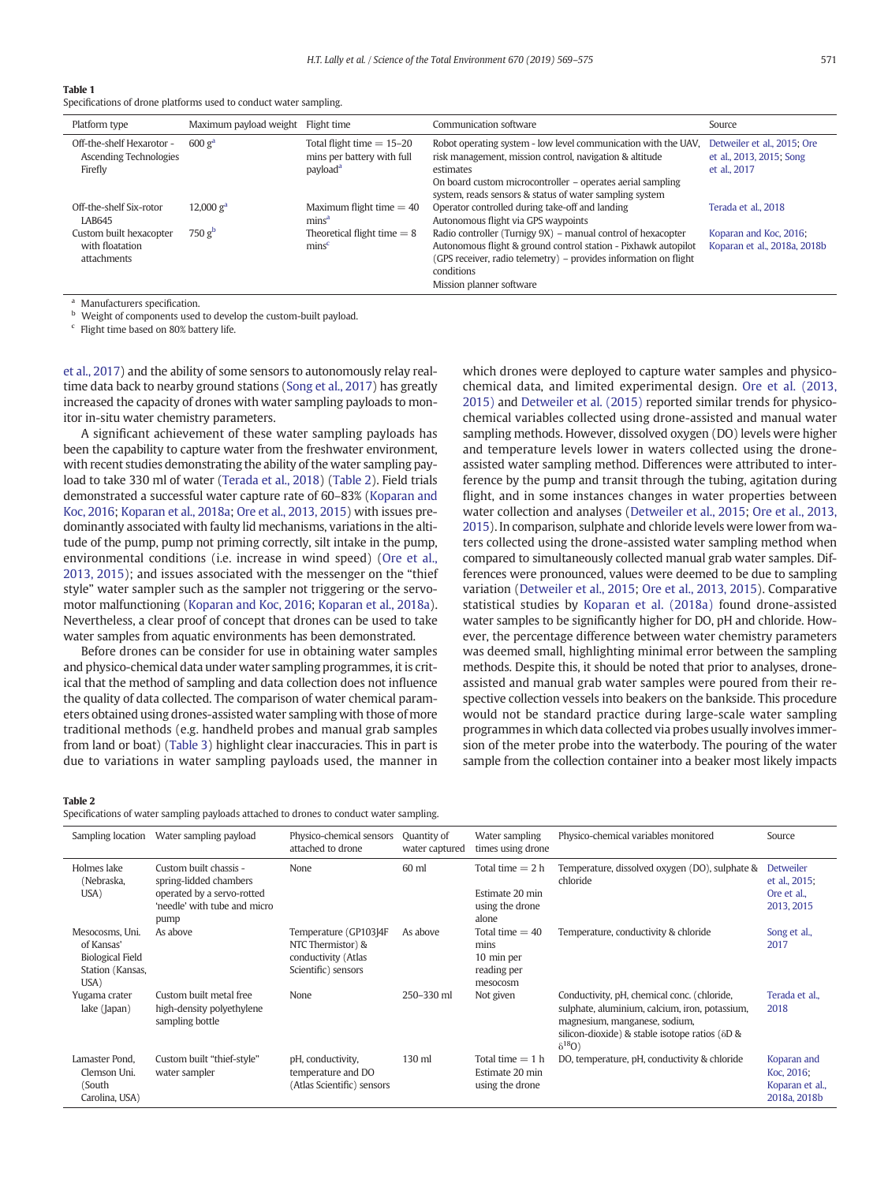**Table 1**
Specifications of drone platforms used to conduct water sampling.

| Platform type | Maximum payload weight | Flight time | Communication software | Source |
|---|---|---|---|---|
| Off-the-shelf Hexarotor - Ascending Technologies Firefly | 600 g[a] | Total flight time = 15–20 mins per battery with full payload[a] | Robot operating system - low level communication with the UAV, risk management, mission control, navigation & altitude estimates<br>On board custom microcontroller – operates aerial sampling system, reads sensors & status of water sampling system | Detweiler et al., 2015; Ore et al., 2013, 2015; Song et al., 2017 |
| Off-the-shelf Six-rotor LAB645 | 12,000 g[a] | Maximum flight time = 40 mins[a] | Operator controlled during take-off and landing<br>Autonomous flight via GPS waypoints | Terada et al., 2018 |
| Custom built hexacopter with floatation attachments | 750 g[b] | Theoretical flight time = 8 mins[c] | Radio controller (Turnigy 9X) – manual control of hexacopter<br>Autonomous flight & ground control station - Pixhawk autopilot (GPS receiver, radio telemetry) – provides information on flight conditions<br>Mission planner software | Koparan and Koc, 2016; Koparan et al., 2018a, 2018b |

[a] Manufacturers specification.
[b] Weight of components used to develop the custom-built payload.
[c] Flight time based on 80% battery life.

et al., 2017) and the ability of some sensors to autonomously relay real-time data back to nearby ground stations (Song et al., 2017) has greatly increased the capacity of drones with water sampling payloads to monitor in-situ water chemistry parameters.

A significant achievement of these water sampling payloads has been the capability to capture water from the freshwater environment, with recent studies demonstrating the ability of the water sampling payload to take 330 ml of water (Terada et al., 2018) (Table 2). Field trials demonstrated a successful water capture rate of 60–83% (Koparan and Koc, 2016; Koparan et al., 2018a; Ore et al., 2013, 2015) with issues predominantly associated with faulty lid mechanisms, variations in the altitude of the pump, pump not priming correctly, silt intake in the pump, environmental conditions (i.e. increase in wind speed) (Ore et al., 2013, 2015); and issues associated with the messenger on the "thief style" water sampler such as the sampler not triggering or the servo-motor malfunctioning (Koparan and Koc, 2016; Koparan et al., 2018a). Nevertheless, a clear proof of concept that drones can be used to take water samples from aquatic environments has been demonstrated.

Before drones can be consider for use in obtaining water samples and physico-chemical data under water sampling programmes, it is critical that the method of sampling and data collection does not influence the quality of data collected. The comparison of water chemical parameters obtained using drones-assisted water sampling with those of more traditional methods (e.g. handheld probes and manual grab samples from land or boat) (Table 3) highlight clear inaccuracies. This in part is due to variations in water sampling payloads used, the manner in which drones were deployed to capture water samples and physico-chemical data, and limited experimental design. Ore et al. (2013, 2015) and Detweiler et al. (2015) reported similar trends for physico-chemical variables collected using drone-assisted and manual water sampling methods. However, dissolved oxygen (DO) levels were higher and temperature levels lower in waters collected using the drone-assisted water sampling method. Differences were attributed to interference by the pump and transit through the tubing, agitation during flight, and in some instances changes in water properties between water collection and analyses (Detweiler et al., 2015; Ore et al., 2013, 2015). In comparison, sulphate and chloride levels were lower from waters collected using the drone-assisted water sampling method when compared to simultaneously collected manual grab water samples. Differences were pronounced, values were deemed to be due to sampling variation (Detweiler et al., 2015; Ore et al., 2013, 2015). Comparative statistical studies by Koparan et al. (2018a) found drone-assisted water samples to be significantly higher for DO, pH and chloride. However, the percentage difference between water chemistry parameters was deemed small, highlighting minimal error between the sampling methods. Despite this, it should be noted that prior to analyses, drone-assisted and manual grab water samples were poured from their respective collection vessels into beakers on the bankside. This procedure would not be standard practice during large-scale water sampling programmes in which data collected via probes usually involves immersion of the meter probe into the waterbody. The pouring of the water sample from the collection container into a beaker most likely impacts

**Table 2**
Specifications of water sampling payloads attached to drones to conduct water sampling.

| Sampling location | Water sampling payload | Physico-chemical sensors attached to drone | Quantity of water captured | Water sampling times using drone | Physico-chemical variables monitored | Source |
|---|---|---|---|---|---|---|
| Holmes lake (Nebraska, USA) | Custom built chassis - spring-lidded chambers operated by a servo-rotted 'needle' with tube and micro pump | None | 60 ml | Total time = 2 h<br>Estimate 20 min using the drone alone | Temperature, dissolved oxygen (DO), sulphate & chloride | Detweiler et al., 2015; Ore et al., 2013, 2015 |
| Mesocosms, Uni. of Kansas' Biological Field Station (Kansas, USA) | As above | Temperature (GP103J4F NTC Thermistor) & conductivity (Atlas Scientific) sensors | As above | Total time = 40 mins<br>10 min per reading per mesocosm | Temperature, conductivity & chloride | Song et al., 2017 |
| Yugama crater lake (Japan) | Custom built metal free high-density polyethylene sampling bottle | None | 250–330 ml | Not given | Conductivity, pH, chemical conc. (chloride, sulphate, aluminium, calcium, iron, potassium, magnesium, manganese, sodium, silicon-dioxide) & stable isotope ratios (δD & $\delta^{18}$O) | Terada et al., 2018 |
| Lamaster Pond, Clemson Uni. (South Carolina, USA) | Custom built "thief-style" water sampler | pH, conductivity, temperature and DO (Atlas Scientific) sensors | 130 ml | Total time = 1 h<br>Estimate 20 min using the drone | DO, temperature, pH, conductivity & chloride | Koparan and Koc, 2016; Koparan et al., 2018a, 2018b |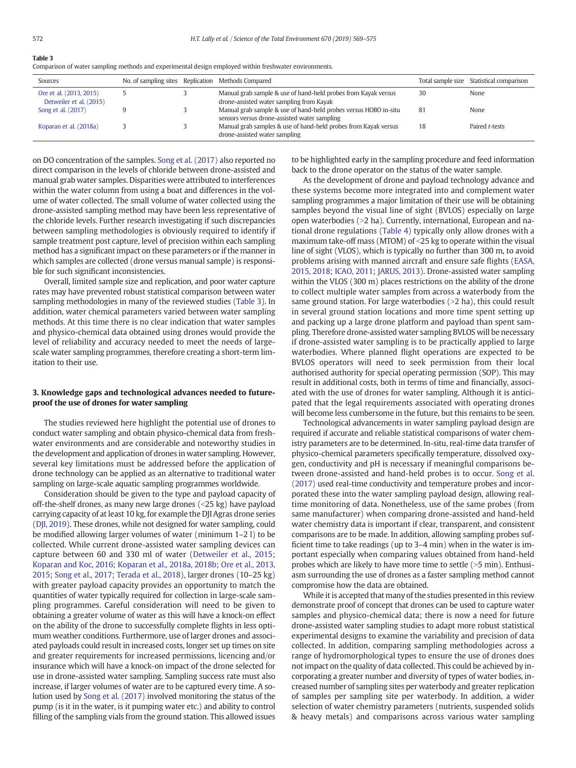**Table 3**
Comparison of water sampling methods and experimental design employed within freshwater environments.

| Sources | No. of sampling sites | Replication | Methods Compared | Total sample size | Statistical comparison |
|---|---|---|---|---|---|
| Ore et al. (2013, 2015) Detweiler et al. (2015) | 5 | 3 | Manual grab sample & use of hand-held probes from Kayak versus drone-assisted water sampling from Kayak | 30 | None |
| Song et al. (2017) | 9 | 3 | Manual grab sample & use of hand-held probes versus HOBO in-situ sensors versus drone-assisted water sampling | 81 | None |
| Koparan et al. (2018a) | 3 | 3 | Manual grab samples & use of hand-held probes from Kayak versus drone-assisted water sampling | 18 | Paired *t*-tests |

on DO concentration of the samples. Song et al. (2017) also reported no direct comparison in the levels of chloride between drone-assisted and manual grab water samples. Disparities were attributed to interferences within the water column from using a boat and differences in the volume of water collected. The small volume of water collected using the drone-assisted sampling method may have been less representative of the chloride levels. Further research investigating if such discrepancies between sampling methodologies is obviously required to identify if sample treatment post capture, level of precision within each sampling method has a significant impact on these parameters or if the manner in which samples are collected (drone versus manual sample) is responsible for such significant inconsistencies.

Overall, limited sample size and replication, and poor water capture rates may have prevented robust statistical comparison between water sampling methodologies in many of the reviewed studies (Table 3). In addition, water chemical parameters varied between water sampling methods. At this time there is no clear indication that water samples and physico-chemical data obtained using drones would provide the level of reliability and accuracy needed to meet the needs of large-scale water sampling programmes, therefore creating a short-term limitation to their use.

## 3. Knowledge gaps and technological advances needed to future-proof the use of drones for water sampling

The studies reviewed here highlight the potential use of drones to conduct water sampling and obtain physico-chemical data from freshwater environments and are considerable and noteworthy studies in the development and application of drones in water sampling. However, several key limitations must be addressed before the application of drone technology can be applied as an alternative to traditional water sampling on large-scale aquatic sampling programmes worldwide.

Consideration should be given to the type and payload capacity of off-the-shelf drones, as many new large drones (<25 kg) have payload carrying capacity of at least 10 kg, for example the DJI Agras drone series (DJI, 2019). These drones, while not designed for water sampling, could be modified allowing larger volumes of water (minimum 1–2 l) to be collected. While current drone-assisted water sampling devices can capture between 60 and 330 ml of water (Detweiler et al., 2015; Koparan and Koc, 2016; Koparan et al., 2018a, 2018b; Ore et al., 2013, 2015; Song et al., 2017; Terada et al., 2018), larger drones (10–25 kg) with greater payload capacity provides an opportunity to match the quantities of water typically required for collection in large-scale sampling programmes. Careful consideration will need to be given to obtaining a greater volume of water as this will have a knock-on effect on the ability of the drone to successfully complete flights in less optimum weather conditions. Furthermore, use of larger drones and associated payloads could result in increased costs, longer set up times on site and greater requirements for increased permissions, licencing and/or insurance which will have a knock-on impact of the drone selected for use in drone-assisted water sampling. Sampling success rate must also increase, if larger volumes of water are to be captured every time. A solution used by Song et al. (2017) involved monitoring the status of the pump (is it in the water, is it pumping water etc.) and ability to control filling of the sampling vials from the ground station. This allowed issues to be highlighted early in the sampling procedure and feed information back to the drone operator on the status of the water sample.

As the development of drone and payload technology advance and these systems become more integrated into and complement water sampling programmes a major limitation of their use will be obtaining samples beyond the visual line of sight (BVLOS) especially on large open waterbodies (>2 ha). Currently, international, European and national drone regulations (Table 4) typically only allow drones with a maximum take-off mass (MTOM) of <25 kg to operate within the visual line of sight (VLOS), which is typically no further than 300 m, to avoid problems arising with manned aircraft and ensure safe flights (EASA, 2015, 2018; ICAO, 2011; JARUS, 2013). Drone-assisted water sampling within the VLOS (300 m) places restrictions on the ability of the drone to collect multiple water samples from across a waterbody from the same ground station. For large waterbodies (>2 ha), this could result in several ground station locations and more time spent setting up and packing up a large drone platform and payload than spent sampling. Therefore drone-assisted water sampling BVLOS will be necessary if drone-assisted water sampling is to be practically applied to large waterbodies. Where planned flight operations are expected to be BVLOS operators will need to seek permission from their local authorised authority for special operating permission (SOP). This may result in additional costs, both in terms of time and financially, associated with the use of drones for water sampling. Although it is anticipated that the legal requirements associated with operating drones will become less cumbersome in the future, but this remains to be seen.

Technological advancements in water sampling payload design are required if accurate and reliable statistical comparisons of water chemistry parameters are to be determined. In-situ, real-time data transfer of physico-chemical parameters specifically temperature, dissolved oxygen, conductivity and pH is necessary if meaningful comparisons between drone-assisted and hand-held probes is to occur. Song et al. (2017) used real-time conductivity and temperature probes and incorporated these into the water sampling payload design, allowing real-time monitoring of data. Nonetheless, use of the same probes (from same manufacturer) when comparing drone-assisted and hand-held water chemistry data is important if clear, transparent, and consistent comparisons are to be made. In addition, allowing sampling probes sufficient time to take readings (up to 3–4 min) when in the water is important especially when comparing values obtained from hand-held probes which are likely to have more time to settle (>5 min). Enthusiasm surrounding the use of drones as a faster sampling method cannot compromise how the data are obtained.

While it is accepted that many of the studies presented in this review demonstrate proof of concept that drones can be used to capture water samples and physico-chemical data; there is now a need for future drone-assisted water sampling studies to adapt more robust statistical experimental designs to examine the variability and precision of data collected. In addition, comparing sampling methodologies across a range of hydromorphological types to ensure the use of drones does not impact on the quality of data collected. This could be achieved by incorporating a greater number and diversity of types of water bodies, increased number of sampling sites per waterbody and greater replication of samples per sampling site per waterbody. In addition, a wider selection of water chemistry parameters (nutrients, suspended solids & heavy metals) and comparisons across various water sampling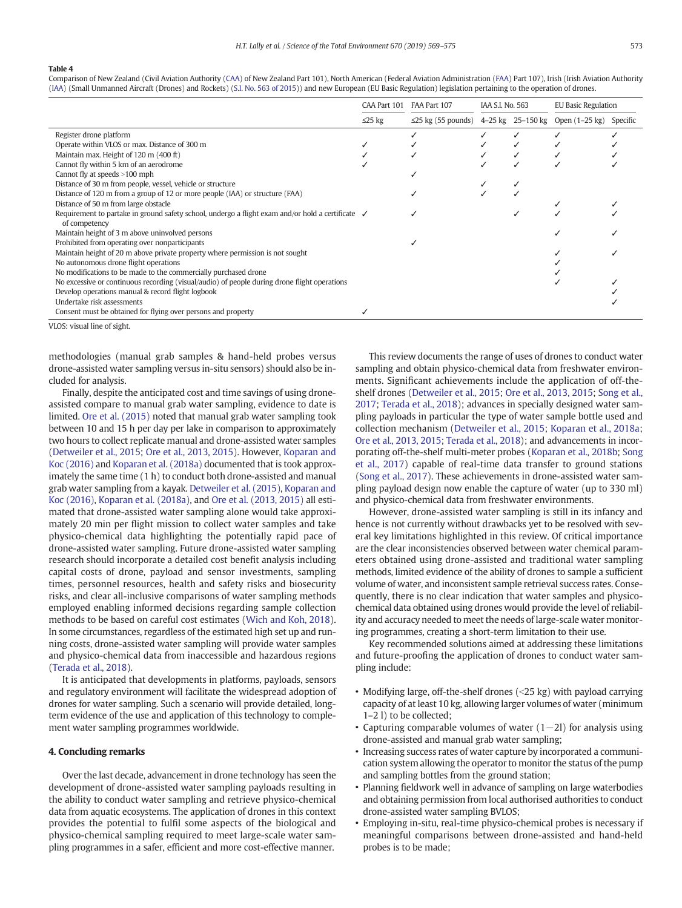**Table 4**

Comparison of New Zealand (Civil Aviation Authority (CAA) of New Zealand Part 101), North American (Federal Aviation Administration (FAA) Part 107), Irish (Irish Aviation Authority (IAA) (Small Unmanned Aircraft (Drones) and Rockets) (S.I. No. 563 of 2015)) and new European (EU Basic Regulation) legislation pertaining to the operation of drones.

| | CAA Part 101 | FAA Part 107 | IAA S.I. No. 563 | | EU Basic Regulation | |
|---|---|---|---|---|---|---|
| | ≤25 kg | ≤25 kg (55 pounds) | 4–25 kg | 25–150 kg | Open (1–25 kg) | Specific |
| Register drone platform | | ✓ | ✓ | ✓ | ✓ | ✓ |
| Operate within VLOS or max. Distance of 300 m | ✓ | ✓ | ✓ | ✓ | ✓ | ✓ |
| Maintain max. Height of 120 m (400 ft) | ✓ | ✓ | ✓ | ✓ | ✓ | ✓ |
| Cannot fly within 5 km of an aerodrome | ✓ | | ✓ | ✓ | ✓ | ✓ |
| Cannot fly at speeds >100 mph | | ✓ | | | | |
| Distance of 30 m from people, vessel, vehicle or structure | | | ✓ | ✓ | | |
| Distance of 120 m from a group of 12 or more people (IAA) or structure (FAA) | | ✓ | ✓ | ✓ | | |
| Distance of 50 m from large obstacle | | | | | ✓ | ✓ |
| Requirement to partake in ground safety school, undergo a flight exam and/or hold a certificate of competency | ✓ | ✓ | | ✓ | ✓ | ✓ |
| Maintain height of 3 m above uninvolved persons | | | | | ✓ | ✓ |
| Prohibited from operating over nonparticipants | | ✓ | | | | |
| Maintain height of 20 m above private property where permission is not sought | | | | | ✓ | ✓ |
| No autonomous drone flight operations | | | | | ✓ | |
| No modifications to be made to the commercially purchased drone | | | | | ✓ | |
| No excessive or continuous recording (visual/audio) of people during drone flight operations | | | | | ✓ | ✓ |
| Develop operations manual & record flight logbook | | | | | | ✓ |
| Undertake risk assessments | | | | | | ✓ |
| Consent must be obtained for flying over persons and property | ✓ | | | | | |

VLOS: visual line of sight.

methodologies (manual grab samples & hand-held probes versus drone-assisted water sampling versus in-situ sensors) should also be included for analysis.

Finally, despite the anticipated cost and time savings of using drone-assisted compare to manual grab water sampling, evidence to date is limited. Ore et al. (2015) noted that manual grab water sampling took between 10 and 15 h per day per lake in comparison to approximately two hours to collect replicate manual and drone-assisted water samples (Detweiler et al., 2015; Ore et al., 2013, 2015). However, Koparan and Koc (2016) and Koparan et al. (2018a) documented that is took approximately the same time (1 h) to conduct both drone-assisted and manual grab water sampling from a kayak. Detweiler et al. (2015), Koparan and Koc (2016), Koparan et al. (2018a), and Ore et al. (2013, 2015) all estimated that drone-assisted water sampling alone would take approximately 20 min per flight mission to collect water samples and take physico-chemical data highlighting the potentially rapid pace of drone-assisted water sampling. Future drone-assisted water sampling research should incorporate a detailed cost benefit analysis including capital costs of drone, payload and sensor investments, sampling times, personnel resources, health and safety risks and biosecurity risks, and clear all-inclusive comparisons of water sampling methods employed enabling informed decisions regarding sample collection methods to be based on careful cost estimates (Wich and Koh, 2018). In some circumstances, regardless of the estimated high set up and running costs, drone-assisted water sampling will provide water samples and physico-chemical data from inaccessible and hazardous regions (Terada et al., 2018).

It is anticipated that developments in platforms, payloads, sensors and regulatory environment will facilitate the widespread adoption of drones for water sampling. Such a scenario will provide detailed, long-term evidence of the use and application of this technology to complement water sampling programmes worldwide.

## 4. Concluding remarks

Over the last decade, advancement in drone technology has seen the development of drone-assisted water sampling payloads resulting in the ability to conduct water sampling and retrieve physico-chemical data from aquatic ecosystems. The application of drones in this context provides the potential to fulfil some aspects of the biological and physico-chemical sampling required to meet large-scale water sampling programmes in a safer, efficient and more cost-effective manner.

This review documents the range of uses of drones to conduct water sampling and obtain physico-chemical data from freshwater environments. Significant achievements include the application of off-the-shelf drones (Detweiler et al., 2015; Ore et al., 2013, 2015; Song et al., 2017; Terada et al., 2018); advances in specially designed water sampling payloads in particular the type of water sample bottle used and collection mechanism (Detweiler et al., 2015; Koparan et al., 2018a; Ore et al., 2013, 2015; Terada et al., 2018); and advancements in incorporating off-the-shelf multi-meter probes (Koparan et al., 2018b; Song et al., 2017) capable of real-time data transfer to ground stations (Song et al., 2017). These achievements in drone-assisted water sampling payload design now enable the capture of water (up to 330 ml) and physico-chemical data from freshwater environments.

However, drone-assisted water sampling is still in its infancy and hence is not currently without drawbacks yet to be resolved with several key limitations highlighted in this review. Of critical importance are the clear inconsistencies observed between water chemical parameters obtained using drone-assisted and traditional water sampling methods, limited evidence of the ability of drones to sample a sufficient volume of water, and inconsistent sample retrieval success rates. Consequently, there is no clear indication that water samples and physico-chemical data obtained using drones would provide the level of reliability and accuracy needed to meet the needs of large-scale water monitoring programmes, creating a short-term limitation to their use.

Key recommended solutions aimed at addressing these limitations and future-proofing the application of drones to conduct water sampling include:

- Modifying large, off-the-shelf drones (<25 kg) with payload carrying capacity of at least 10 kg, allowing larger volumes of water (minimum 1–2 l) to be collected;
- Capturing comparable volumes of water (1−2l) for analysis using drone-assisted and manual grab water sampling;
- Increasing success rates of water capture by incorporated a communication system allowing the operator to monitor the status of the pump and sampling bottles from the ground station;
- Planning fieldwork well in advance of sampling on large waterbodies and obtaining permission from local authorised authorities to conduct drone-assisted water sampling BVLOS;
- Employing in-situ, real-time physico-chemical probes is necessary if meaningful comparisons between drone-assisted and hand-held probes is to be made;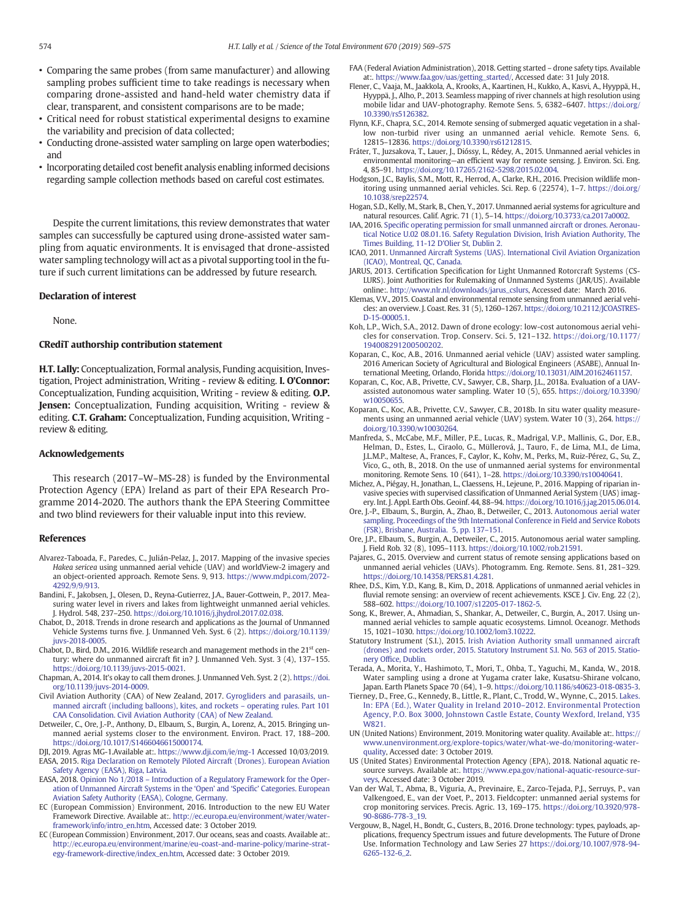- Comparing the same probes (from same manufacturer) and allowing sampling probes sufficient time to take readings is necessary when comparing drone-assisted and hand-held water chemistry data if clear, transparent, and consistent comparisons are to be made;
- Critical need for robust statistical experimental designs to examine the variability and precision of data collected;
- Conducting drone-assisted water sampling on large open waterbodies; and
- Incorporating detailed cost benefit analysis enabling informed decisions regarding sample collection methods based on careful cost estimates.

Despite the current limitations, this review demonstrates that water samples can successfully be captured using drone-assisted water sampling from aquatic environments. It is envisaged that drone-assisted water sampling technology will act as a pivotal supporting tool in the future if such current limitations can be addressed by future research.

## Declaration of interest

None.

## CRediT authorship contribution statement

**H.T. Lally:** Conceptualization, Formal analysis, Funding acquisition, Investigation, Project administration, Writing - review & editing. **I. O'Connor:** Conceptualization, Funding acquisition, Writing - review & editing. **O.P. Jensen:** Conceptualization, Funding acquisition, Writing - review & editing. **C.T. Graham:** Conceptualization, Funding acquisition, Writing - review & editing.

## Acknowledgements

This research (2017–W–MS-28) is funded by the Environmental Protection Agency (EPA) Ireland as part of their EPA Research Programme 2014-2020. The authors thank the EPA Steering Committee and two blind reviewers for their valuable input into this review.

## References

Alvarez-Taboada, F., Paredes, C., Julián-Pelaz, J., 2017. Mapping of the invasive species *Hakea sericea* using unmanned aerial vehicle (UAV) and worldView-2 imagery and an object-oriented approach. Remote Sens. 9, 913. https://www.mdpi.com/2072-4292/9/9/913.

Bandini, F., Jakobsen, J., Olesen, D., Reyna-Gutierrez, J.A., Bauer-Gottwein, P., 2017. Measuring water level in rivers and lakes from lightweight unmanned aerial vehicles. J. Hydrol. 548, 237–250. https://doi.org/10.1016/j.jhydrol.2017.02.038.

Chabot, D., 2018. Trends in drone research and applications as the Journal of Unmanned Vehicle Systems turns five. J. Unmanned Veh. Syst. 6 (2). https://doi.org/10.1139/juvs-2018-0005.

Chabot, D., Bird, D.M., 2016. Wildlife research and management methods in the 21st century: where do unmanned aircraft fit in? J. Unmanned Veh. Syst. 3 (4), 137–155. https://doi.org/10.1139/juvs-2015-0021.

Chapman, A., 2014. It's okay to call them drones. J. Unmanned Veh. Syst. 2 (2). https://doi.org/10.1139/juvs-2014-0009.

Civil Aviation Authority (CAA) of New Zealand, 2017. Gyrogliders and parasails, unmanned aircraft (including balloons), kites, and rockets – operating rules. Part 101 CAA Consolidation. Civil Aviation Authority (CAA) of New Zealand.

Detweiler, C., Ore, J.-P., Anthony, D., Elbaum, S., Burgin, A., Lorenz, A., 2015. Bringing unmanned aerial systems closer to the environment. Environ. Pract. 17, 188–200. https://doi.org/10.1017/S1466046615000174.

DJI, 2019. Agras MG-1.Available at:. https://www.dji.com/ie/mg-1 Accessed 10/03/2019.

EASA, 2015. Riga Declaration on Remotely Piloted Aircraft (Drones). European Aviation Safety Agency (EASA), Riga, Latvia.

EASA, 2018. Opinion No 1/2018 – Introduction of a Regulatory Framework for the Operation of Unmanned Aircraft Systems in the 'Open' and 'Specific' Categories. European Aviation Safety Authority (EASA), Cologne, Germany.

EC (European Commission) Environment, 2016. Introduction to the new EU Water Framework Directive. Available at:. http://ec.europa.eu/environment/water/water-framework/info/intro_en.htm, Accessed date: 3 October 2019.

EC (European Commission) Environment, 2017. Our oceans, seas and coasts. Available at:. http://ec.europa.eu/environment/marine/eu-coast-and-marine-policy/marine-strategy-framework-directive/index_en.htm, Accessed date: 3 October 2019.

FAA (Federal Aviation Administration), 2018. Getting started – drone safety tips. Available at:. https://www.faa.gov/uas/getting_started/, Accessed date: 31 July 2018.

Flener, C., Vaaja, M., Jaakkola, A., Krooks, A., Kaartinen, H., Kukko, A., Kasvi, A., Hyyppä, H., Hyyppä, J., Alho, P., 2013. Seamless mapping of river channels at high resolution using mobile lidar and UAV-photography. Remote Sens. 5, 6382–6407. https://doi.org/10.3390/rs5126382.

Flynn, K.F., Chapra, S.C., 2014. Remote sensing of submerged aquatic vegetation in a shallow non-turbid river using an unmanned aerial vehicle. Remote Sens. 6, 12815–12836. https://doi.org/10.3390/rs61212815.

Fráter, T., Juzsakova, T., Lauer, J., Dióssy, L., Rédey, A., 2015. Unmanned aerial vehicles in environmental monitoring—an efficient way for remote sensing. J. Environ. Sci. Eng. 4, 85–91. https://doi.org/10.17265/2162-5298/2015.02.004.

Hodgson, J.C., Baylis, S.M., Mott, R., Herrod, A., Clarke, R.H., 2016. Precision wildlife monitoring using unmanned aerial vehicles. Sci. Rep. 6 (22574), 1–7. https://doi.org/10.1038/srep22574.

Hogan, S.D., Kelly, M., Stark, B., Chen, Y., 2017. Unmanned aerial systems for agriculture and natural resources. Calif. Agric. 71 (1), 5–14. https://doi.org/10.3733/ca.2017a0002.

IAA, 2016. Specific operating permission for small unmanned aircraft or drones. Aeronautical Notice U.02 08.01.16. Safety Regulation Division, Irish Aviation Authority, The Times Building, 11-12 D'Olier St, Dublin 2.

ICAO, 2011. Unmanned Aircraft Systems (UAS). International Civil Aviation Organization (ICAO), Montreal, QC, Canada.

JARUS, 2013. Certification Specification for Light Unmanned Rotorcraft Systems (CS-LURS). Joint Authorities for Rulemaking of Unmanned Systems (JAR/US). Available online:. http://www.nlr.nl/downloads/jarus_cslurs, Accessed date: March 2016.

Klemas, V.V., 2015. Coastal and environmental remote sensing from unmanned aerial vehicles: an overview. J. Coast. Res. 31 (5), 1260–1267. https://doi.org/10.2112/JCOASTRES-D-15-00005.1.

Koh, L.P., Wich, S.A., 2012. Dawn of drone ecology: low-cost autonomous aerial vehicles for conservation. Trop. Conserv. Sci. 5, 121–132. https://doi.org/10.1177/194008291200500202.

Koparan, C., Koc, A.B., 2016. Unmanned aerial vehicle (UAV) assisted water sampling. 2016 American Society of Agricultural and Biological Engineers (ASABE), Annual International Meeting, Orlando, Florida https://doi.org/10.13031/AIM.20162461157.

Koparan, C., Koc, A.B., Privette, C.V., Sawyer, C.B., Sharp, J.L., 2018a. Evaluation of a UAV-assisted autonomous water sampling. Water 10 (5), 655. https://doi.org/10.3390/w10050655.

Koparan, C., Koc, A.B., Privette, C.V., Sawyer, C.B., 2018b. In situ water quality measurements using an unmanned aerial vehicle (UAV) system. Water 10 (3), 264. https://doi.org/10.3390/w10030264.

Manfreda, S., McCabe, M.F., Miller, P.E., Lucas, R., Madrigal, V.P., Mallinis, G., Dor, E.B., Helman, D., Estes, L., Ciraolo, G., Müllerová, J., Tauro, F., de Lima, M.I., de Lima, J.L.M.P., Maltese, A., Frances, F., Caylor, K., Kohv, M., Perks, M., Ruiz-Pérez, G., Su, Z., Vico, G., oth, B., 2018. On the use of unmanned aerial systems for environmental monitoring. Remote Sens. 10 (641), 1–28. https://doi.org/10.3390/rs10040641.

Michez, A., Piégay, H., Jonathan, L., Claessens, H., Lejeune, P., 2016. Mapping of riparian invasive species with supervised classification of Unmanned Aerial System (UAS) imagery. Int. J. Appl. Earth Obs. Geoinf. 44, 88–94. https://doi.org/10.1016/j.jag.2015.06.014.

Ore, J.-P., Elbaum, S., Burgin, A., Zhao, B., Detweiler, C., 2013. Autonomous aerial water sampling. Proceedings of the 9th International Conference in Field and Service Robots (FSR), Brisbane, Australia. 5, pp. 137–151.

Ore, J.P., Elbaum, S., Burgin, A., Detweiler, C., 2015. Autonomous aerial water sampling. J. Field Rob. 32 (8), 1095–1113. https://doi.org/10.1002/rob.21591.

Pajares, G., 2015. Overview and current status of remote sensing applications based on unmanned aerial vehicles (UAVs). Photogramm. Eng. Remote. Sens. 81, 281–329. https://doi.org/10.14358/PERS.81.4.281.

Rhee, D.S., Kim, Y.D., Kang, B., Kim, D., 2018. Applications of unmanned aerial vehicles in fluvial remote sensing: an overview of recent achievements. KSCE J. Civ. Eng. 22 (2), 588–602. https://doi.org/10.1007/s12205-017-1862-5.

Song, K., Brewer, A., Ahmadian, S., Shankar, A., Detweiler, C., Burgin, A., 2017. Using unmanned aerial vehicles to sample aquatic ecosystems. Limnol. Oceanogr. Methods 15, 1021–1030. https://doi.org/10.1002/lom3.10222.

Statutory Instrument (S.I.), 2015. Irish Aviation Authority small unmanned aircraft (drones) and rockets order, 2015. Statutory Instrument S.I. No. 563 of 2015. Stationery Office, Dublin.

Terada, A., Morita, Y., Hashimoto, T., Mori, T., Ohba, T., Yaguchi, M., Kanda, W., 2018. Water sampling using a drone at Yugama crater lake, Kusatsu-Shirane volcano, Japan. Earth Planets Space 70 (64), 1–9. https://doi.org/10.1186/s40623-018-0835-3.

Tierney, D., Free, G., Kennedy, B., Little, R., Plant, C., Trodd, W., Wynne, C., 2015. Lakes. In: EPA (Ed.), Water Quality in Ireland 2010–2012. Environmental Protection Agency, P.O. Box 3000, Johnstown Castle Estate, County Wexford, Ireland, Y35 W821.

UN (United Nations) Environment, 2019. Monitoring water quality. Available at:. https://www.unenvironment.org/explore-topics/water/what-we-do/monitoring-water-quality, Accessed date: 3 October 2019.

US (United States) Environmental Protection Agency (EPA), 2018. National aquatic resource surveys. Available at:. https://www.epa.gov/national-aquatic-resource-surveys, Accessed date: 3 October 2019.

Van der Wal, T., Abma, B., Viguria, A., Previnaire, E., Zarco-Tejada, P.J., Serruys, P., van Valkengoed, E., van der Voet, P., 2013. Fieldcopter: unmanned aerial systems for crop monitoring services. Precis. Agric. 13, 169–175. https://doi.org/10.3920/978-90-8686-778-3_19.

Vergouw, B., Nagel, H., Bondt, G., Custers, B., 2016. Drone technology: types, payloads, applications, frequency Spectrum issues and future developments. The Future of Drone Use. Information Technology and Law Series 27 https://doi.org/10.1007/978-94-6265-132-6_2.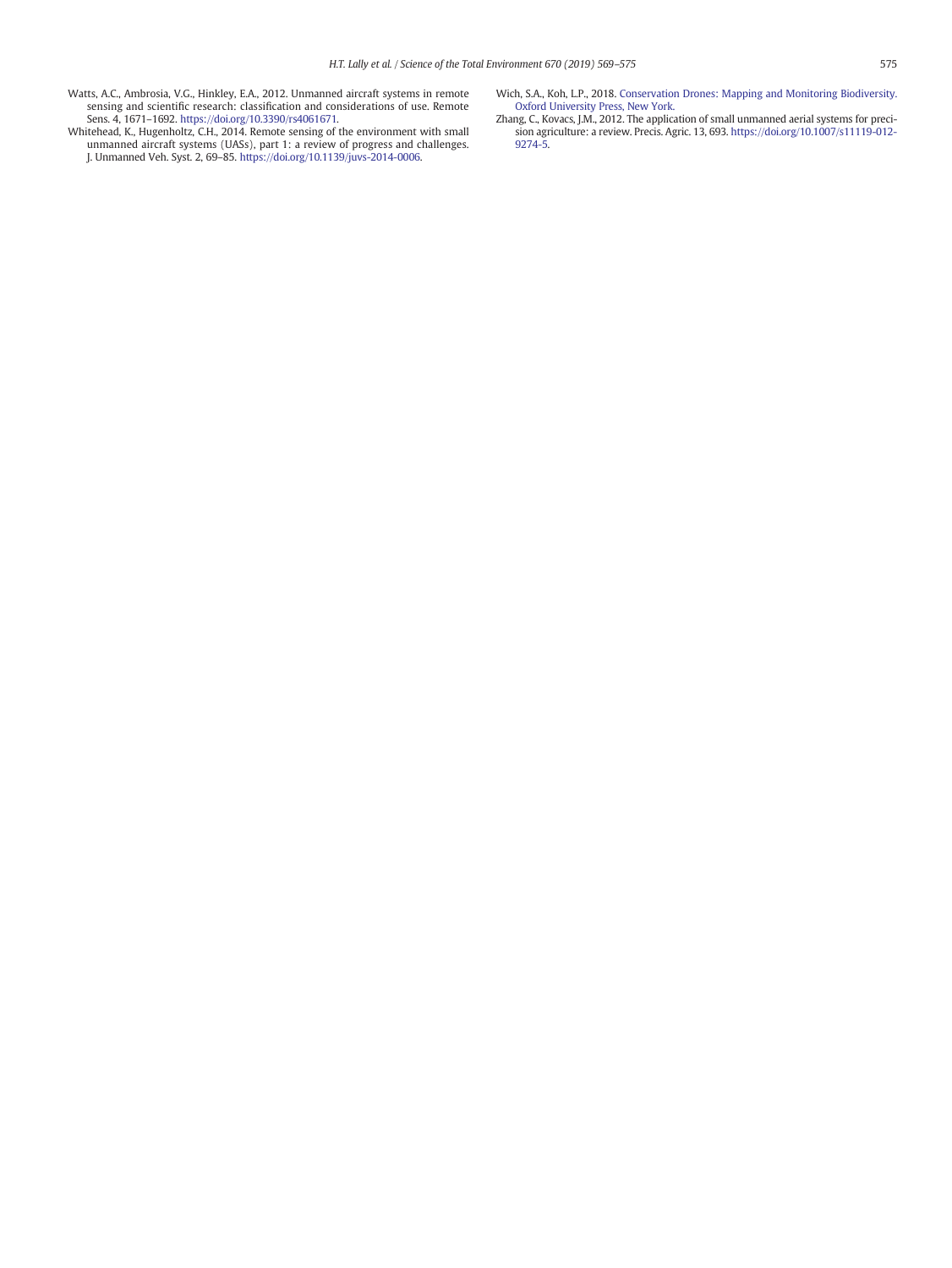Watts, A.C., Ambrosia, V.G., Hinkley, E.A., 2012. Unmanned aircraft systems in remote sensing and scientific research: classification and considerations of use. Remote Sens. 4, 1671–1692. https://doi.org/10.3390/rs4061671.

Whitehead, K., Hugenholtz, C.H., 2014. Remote sensing of the environment with small unmanned aircraft systems (UASs), part 1: a review of progress and challenges. J. Unmanned Veh. Syst. 2, 69–85. https://doi.org/10.1139/juvs-2014-0006.

Wich, S.A., Koh, L.P., 2018. Conservation Drones: Mapping and Monitoring Biodiversity. Oxford University Press, New York.

Zhang, C., Kovacs, J.M., 2012. The application of small unmanned aerial systems for precision agriculture: a review. Precis. Agric. 13, 693. https://doi.org/10.1007/s11119-012-9274-5.